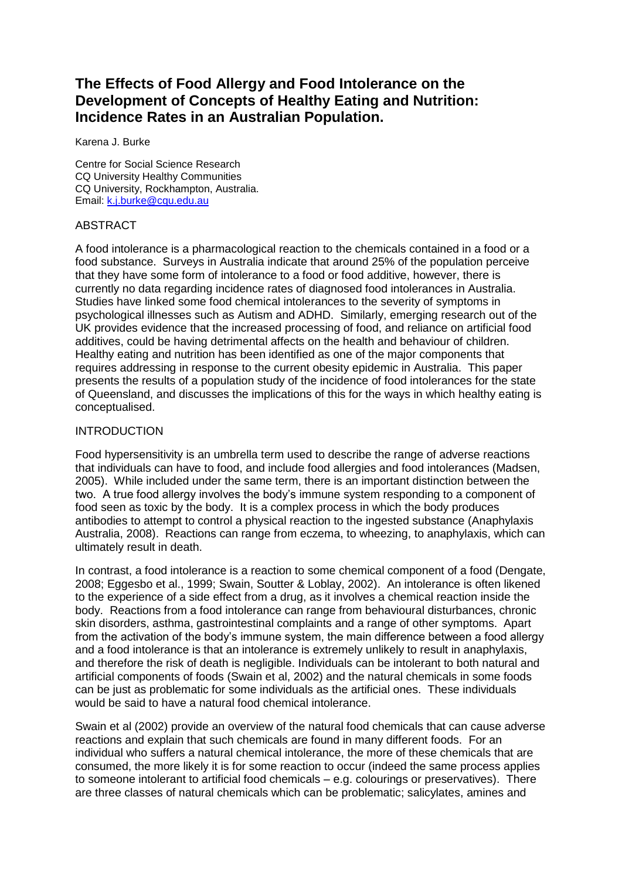# The Effects of Food Allergy and Food Intolerance on the Development of Concepts of Healthy Eating and Nutrition: Incidence Rates in an Australian Population.

Karena J. Burke

Centre for Social Science Research
CQ University Healthy Communities
CQ University, Rockhampton, Australia.
Email: k.j.burke@cqu.edu.au

## ABSTRACT

A food intolerance is a pharmacological reaction to the chemicals contained in a food or a food substance. Surveys in Australia indicate that around 25% of the population perceive that they have some form of intolerance to a food or food additive, however, there is currently no data regarding incidence rates of diagnosed food intolerances in Australia. Studies have linked some food chemical intolerances to the severity of symptoms in psychological illnesses such as Autism and ADHD. Similarly, emerging research out of the UK provides evidence that the increased processing of food, and reliance on artificial food additives, could be having detrimental affects on the health and behaviour of children. Healthy eating and nutrition has been identified as one of the major components that requires addressing in response to the current obesity epidemic in Australia. This paper presents the results of a population study of the incidence of food intolerances for the state of Queensland, and discusses the implications of this for the ways in which healthy eating is conceptualised.

## INTRODUCTION

Food hypersensitivity is an umbrella term used to describe the range of adverse reactions that individuals can have to food, and include food allergies and food intolerances (Madsen, 2005). While included under the same term, there is an important distinction between the two. A true food allergy involves the body's immune system responding to a component of food seen as toxic by the body. It is a complex process in which the body produces antibodies to attempt to control a physical reaction to the ingested substance (Anaphylaxis Australia, 2008). Reactions can range from eczema, to wheezing, to anaphylaxis, which can ultimately result in death.

In contrast, a food intolerance is a reaction to some chemical component of a food (Dengate, 2008; Eggesbo et al., 1999; Swain, Soutter & Loblay, 2002). An intolerance is often likened to the experience of a side effect from a drug, as it involves a chemical reaction inside the body. Reactions from a food intolerance can range from behavioural disturbances, chronic skin disorders, asthma, gastrointestinal complaints and a range of other symptoms. Apart from the activation of the body's immune system, the main difference between a food allergy and a food intolerance is that an intolerance is extremely unlikely to result in anaphylaxis, and therefore the risk of death is negligible. Individuals can be intolerant to both natural and artificial components of foods (Swain et al, 2002) and the natural chemicals in some foods can be just as problematic for some individuals as the artificial ones. These individuals would be said to have a natural food chemical intolerance.

Swain et al (2002) provide an overview of the natural food chemicals that can cause adverse reactions and explain that such chemicals are found in many different foods. For an individual who suffers a natural chemical intolerance, the more of these chemicals that are consumed, the more likely it is for some reaction to occur (indeed the same process applies to someone intolerant to artificial food chemicals – e.g. colourings or preservatives). There are three classes of natural chemicals which can be problematic; salicylates, amines and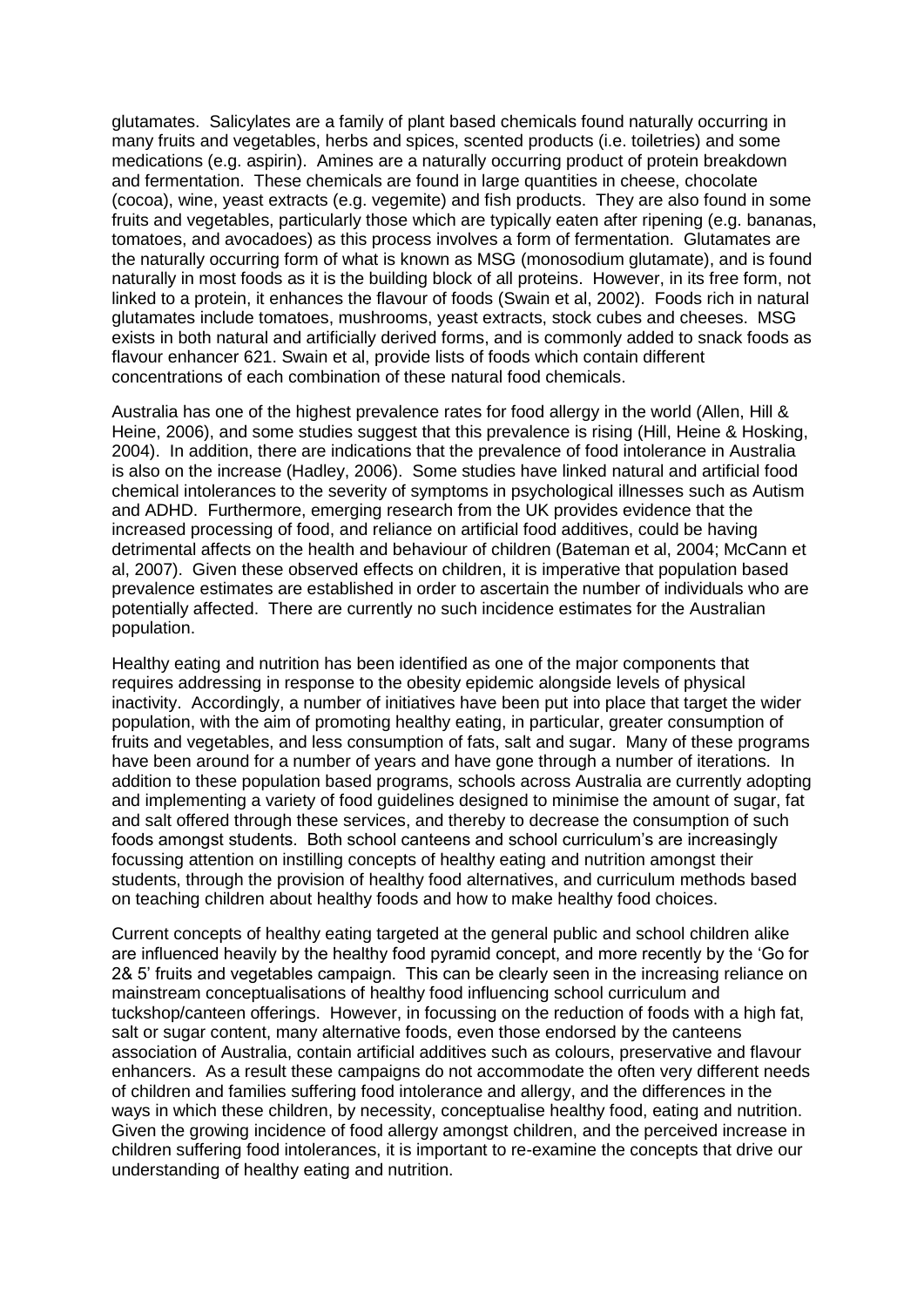glutamates. Salicylates are a family of plant based chemicals found naturally occurring in many fruits and vegetables, herbs and spices, scented products (i.e. toiletries) and some medications (e.g. aspirin). Amines are a naturally occurring product of protein breakdown and fermentation. These chemicals are found in large quantities in cheese, chocolate (cocoa), wine, yeast extracts (e.g. vegemite) and fish products. They are also found in some fruits and vegetables, particularly those which are typically eaten after ripening (e.g. bananas, tomatoes, and avocadoes) as this process involves a form of fermentation. Glutamates are the naturally occurring form of what is known as MSG (monosodium glutamate), and is found naturally in most foods as it is the building block of all proteins. However, in its free form, not linked to a protein, it enhances the flavour of foods (Swain et al, 2002). Foods rich in natural glutamates include tomatoes, mushrooms, yeast extracts, stock cubes and cheeses. MSG exists in both natural and artificially derived forms, and is commonly added to snack foods as flavour enhancer 621. Swain et al, provide lists of foods which contain different concentrations of each combination of these natural food chemicals.

Australia has one of the highest prevalence rates for food allergy in the world (Allen, Hill & Heine, 2006), and some studies suggest that this prevalence is rising (Hill, Heine & Hosking, 2004). In addition, there are indications that the prevalence of food intolerance in Australia is also on the increase (Hadley, 2006). Some studies have linked natural and artificial food chemical intolerances to the severity of symptoms in psychological illnesses such as Autism and ADHD. Furthermore, emerging research from the UK provides evidence that the increased processing of food, and reliance on artificial food additives, could be having detrimental affects on the health and behaviour of children (Bateman et al, 2004; McCann et al, 2007). Given these observed effects on children, it is imperative that population based prevalence estimates are established in order to ascertain the number of individuals who are potentially affected. There are currently no such incidence estimates for the Australian population.

Healthy eating and nutrition has been identified as one of the major components that requires addressing in response to the obesity epidemic alongside levels of physical inactivity. Accordingly, a number of initiatives have been put into place that target the wider population, with the aim of promoting healthy eating, in particular, greater consumption of fruits and vegetables, and less consumption of fats, salt and sugar. Many of these programs have been around for a number of years and have gone through a number of iterations. In addition to these population based programs, schools across Australia are currently adopting and implementing a variety of food guidelines designed to minimise the amount of sugar, fat and salt offered through these services, and thereby to decrease the consumption of such foods amongst students. Both school canteens and school curriculum's are increasingly focussing attention on instilling concepts of healthy eating and nutrition amongst their students, through the provision of healthy food alternatives, and curriculum methods based on teaching children about healthy foods and how to make healthy food choices.

Current concepts of healthy eating targeted at the general public and school children alike are influenced heavily by the healthy food pyramid concept, and more recently by the 'Go for 2& 5' fruits and vegetables campaign. This can be clearly seen in the increasing reliance on mainstream conceptualisations of healthy food influencing school curriculum and tuckshop/canteen offerings. However, in focussing on the reduction of foods with a high fat, salt or sugar content, many alternative foods, even those endorsed by the canteens association of Australia, contain artificial additives such as colours, preservative and flavour enhancers. As a result these campaigns do not accommodate the often very different needs of children and families suffering food intolerance and allergy, and the differences in the ways in which these children, by necessity, conceptualise healthy food, eating and nutrition. Given the growing incidence of food allergy amongst children, and the perceived increase in children suffering food intolerances, it is important to re-examine the concepts that drive our understanding of healthy eating and nutrition.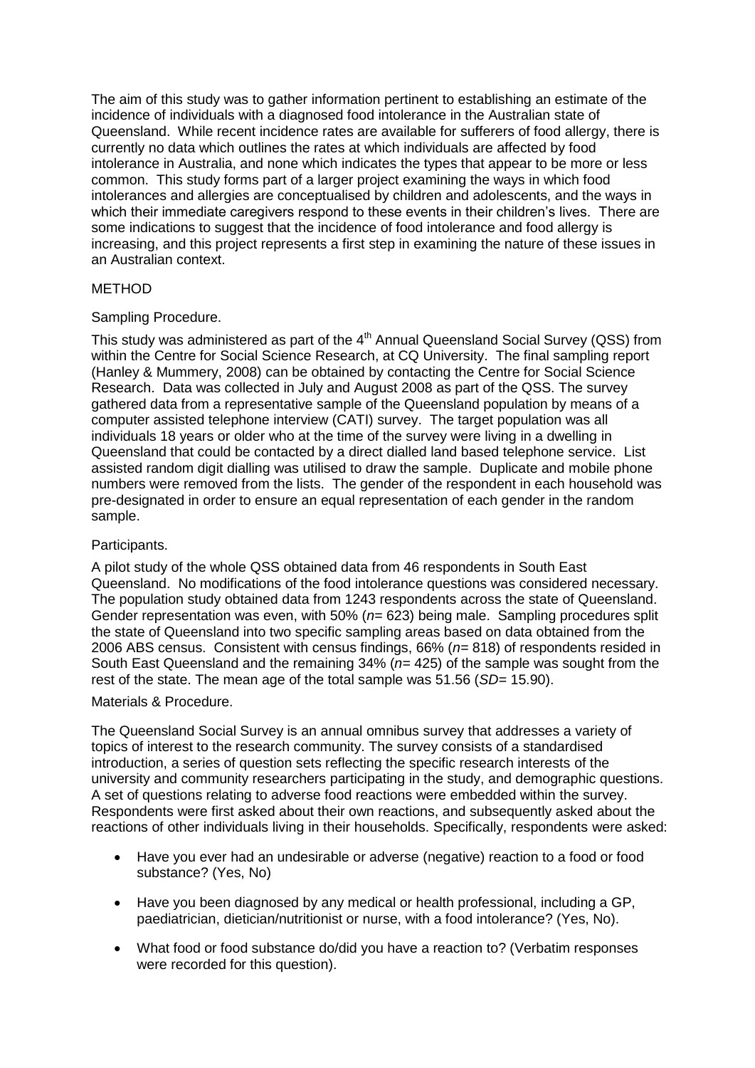The aim of this study was to gather information pertinent to establishing an estimate of the incidence of individuals with a diagnosed food intolerance in the Australian state of Queensland. While recent incidence rates are available for sufferers of food allergy, there is currently no data which outlines the rates at which individuals are affected by food intolerance in Australia, and none which indicates the types that appear to be more or less common. This study forms part of a larger project examining the ways in which food intolerances and allergies are conceptualised by children and adolescents, and the ways in which their immediate caregivers respond to these events in their children's lives. There are some indications to suggest that the incidence of food intolerance and food allergy is increasing, and this project represents a first step in examining the nature of these issues in an Australian context.

## METHOD

### Sampling Procedure.

This study was administered as part of the 4th Annual Queensland Social Survey (QSS) from within the Centre for Social Science Research, at CQ University. The final sampling report (Hanley & Mummery, 2008) can be obtained by contacting the Centre for Social Science Research. Data was collected in July and August 2008 as part of the QSS. The survey gathered data from a representative sample of the Queensland population by means of a computer assisted telephone interview (CATI) survey. The target population was all individuals 18 years or older who at the time of the survey were living in a dwelling in Queensland that could be contacted by a direct dialled land based telephone service. List assisted random digit dialling was utilised to draw the sample. Duplicate and mobile phone numbers were removed from the lists. The gender of the respondent in each household was pre-designated in order to ensure an equal representation of each gender in the random sample.

### Participants.

A pilot study of the whole QSS obtained data from 46 respondents in South East Queensland. No modifications of the food intolerance questions was considered necessary. The population study obtained data from 1243 respondents across the state of Queensland. Gender representation was even, with 50% ($n$= 623) being male. Sampling procedures split the state of Queensland into two specific sampling areas based on data obtained from the 2006 ABS census. Consistent with census findings, 66% ($n$= 818) of respondents resided in South East Queensland and the remaining 34% ($n$= 425) of the sample was sought from the rest of the state. The mean age of the total sample was 51.56 ($SD$= 15.90).

### Materials & Procedure.

The Queensland Social Survey is an annual omnibus survey that addresses a variety of topics of interest to the research community. The survey consists of a standardised introduction, a series of question sets reflecting the specific research interests of the university and community researchers participating in the study, and demographic questions. A set of questions relating to adverse food reactions were embedded within the survey. Respondents were first asked about their own reactions, and subsequently asked about the reactions of other individuals living in their households. Specifically, respondents were asked:

- Have you ever had an undesirable or adverse (negative) reaction to a food or food substance? (Yes, No)
- Have you been diagnosed by any medical or health professional, including a GP, paediatrician, dietician/nutritionist or nurse, with a food intolerance? (Yes, No).
- What food or food substance do/did you have a reaction to? (Verbatim responses were recorded for this question).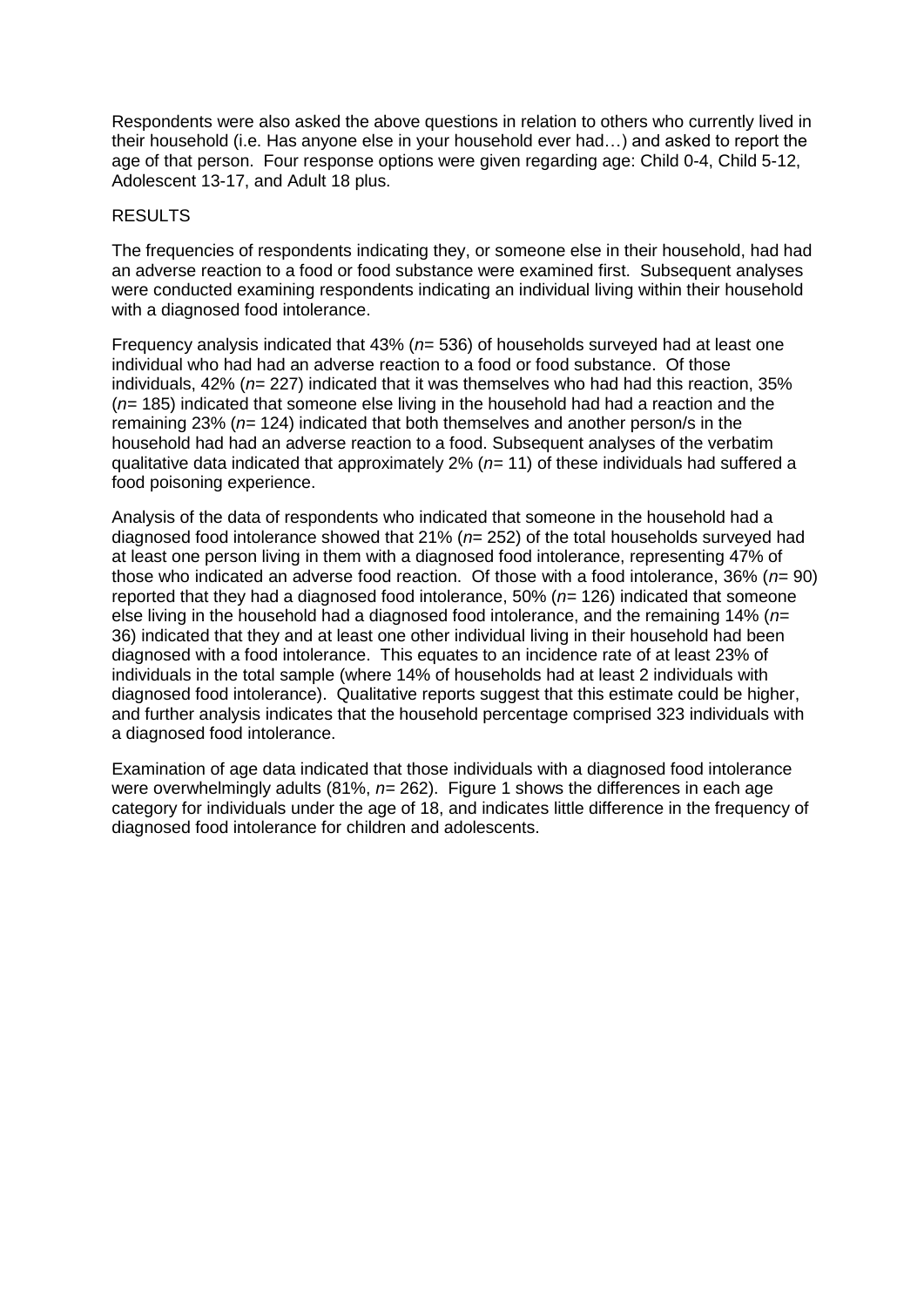Respondents were also asked the above questions in relation to others who currently lived in their household (i.e. Has anyone else in your household ever had…) and asked to report the age of that person. Four response options were given regarding age: Child 0-4, Child 5-12, Adolescent 13-17, and Adult 18 plus.

## RESULTS

The frequencies of respondents indicating they, or someone else in their household, had had an adverse reaction to a food or food substance were examined first. Subsequent analyses were conducted examining respondents indicating an individual living within their household with a diagnosed food intolerance.

Frequency analysis indicated that 43% (*n*= 536) of households surveyed had at least one individual who had had an adverse reaction to a food or food substance. Of those individuals, 42% (*n*= 227) indicated that it was themselves who had had this reaction, 35% (*n*= 185) indicated that someone else living in the household had had a reaction and the remaining 23% (*n*= 124) indicated that both themselves and another person/s in the household had had an adverse reaction to a food. Subsequent analyses of the verbatim qualitative data indicated that approximately 2% (*n*= 11) of these individuals had suffered a food poisoning experience.

Analysis of the data of respondents who indicated that someone in the household had a diagnosed food intolerance showed that 21% (*n*= 252) of the total households surveyed had at least one person living in them with a diagnosed food intolerance, representing 47% of those who indicated an adverse food reaction. Of those with a food intolerance, 36% (*n*= 90) reported that they had a diagnosed food intolerance, 50% (*n*= 126) indicated that someone else living in the household had a diagnosed food intolerance, and the remaining 14% (*n*= 36) indicated that they and at least one other individual living in their household had been diagnosed with a food intolerance. This equates to an incidence rate of at least 23% of individuals in the total sample (where 14% of households had at least 2 individuals with diagnosed food intolerance). Qualitative reports suggest that this estimate could be higher, and further analysis indicates that the household percentage comprised 323 individuals with a diagnosed food intolerance.

Examination of age data indicated that those individuals with a diagnosed food intolerance were overwhelmingly adults (81%, *n*= 262). Figure 1 shows the differences in each age category for individuals under the age of 18, and indicates little difference in the frequency of diagnosed food intolerance for children and adolescents.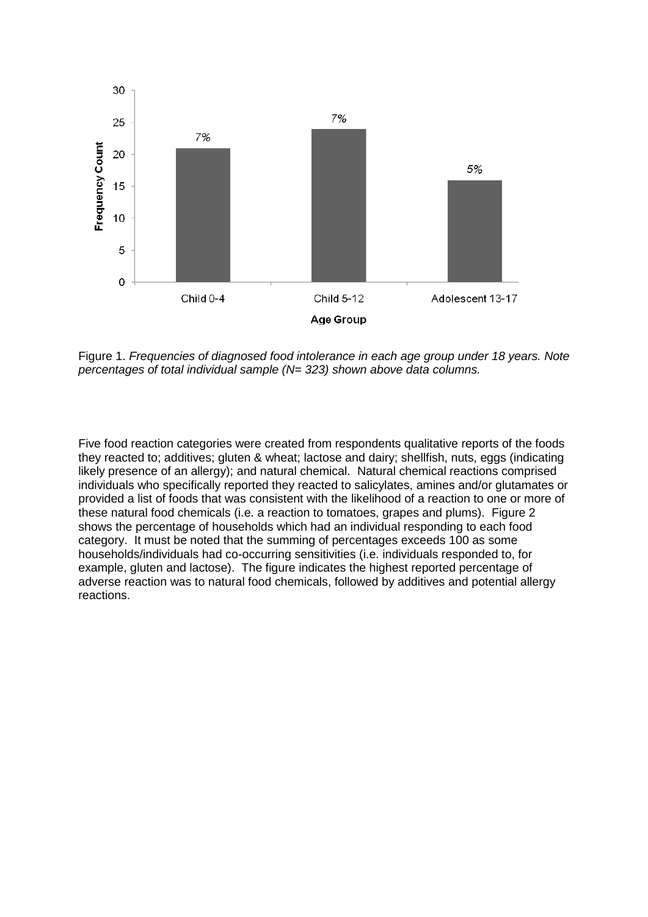Figure 1. *Frequencies of diagnosed food intolerance in each age group under 18 years. Note percentages of total individual sample (N= 323) shown above data columns.*

Five food reaction categories were created from respondents qualitative reports of the foods they reacted to; additives; gluten & wheat; lactose and dairy; shellfish, nuts, eggs (indicating likely presence of an allergy); and natural chemical. Natural chemical reactions comprised individuals who specifically reported they reacted to salicylates, amines and/or glutamates or provided a list of foods that was consistent with the likelihood of a reaction to one or more of these natural food chemicals (i.e. a reaction to tomatoes, grapes and plums). Figure 2 shows the percentage of households which had an individual responding to each food category. It must be noted that the summing of percentages exceeds 100 as some households/individuals had co-occurring sensitivities (i.e. individuals responded to, for example, gluten and lactose). The figure indicates the highest reported percentage of adverse reaction was to natural food chemicals, followed by additives and potential allergy reactions.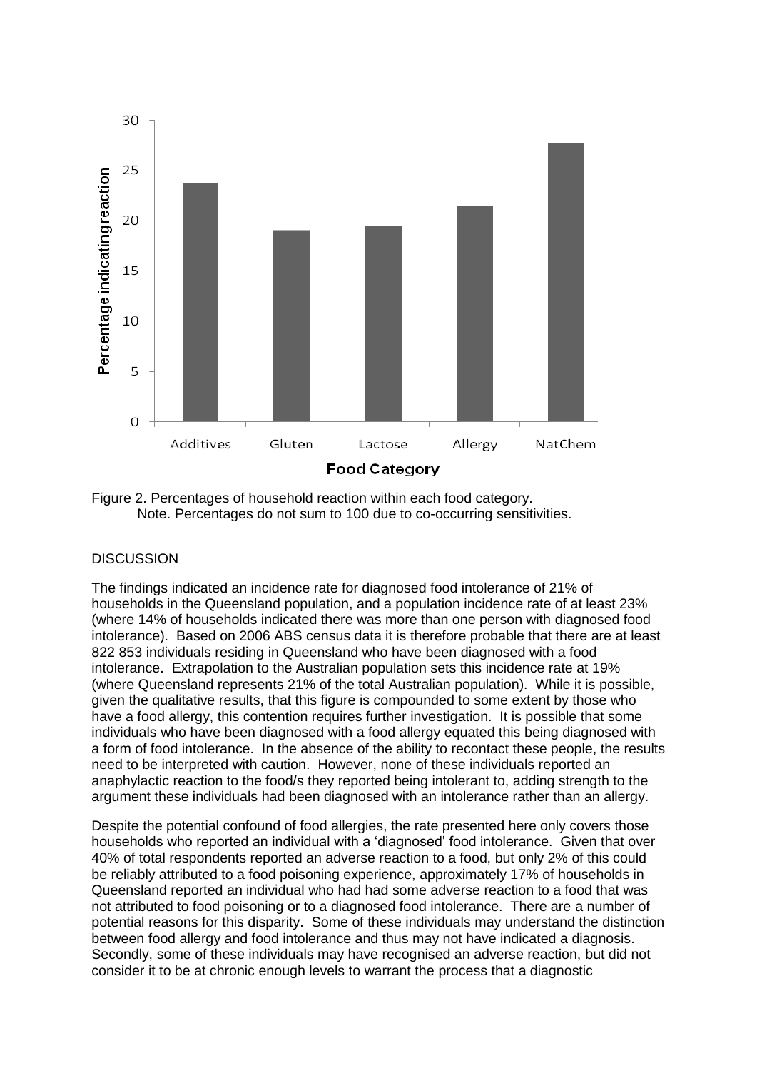Figure 2. Percentages of household reaction within each food category.
Note. Percentages do not sum to 100 due to co-occurring sensitivities.

## DISCUSSION

The findings indicated an incidence rate for diagnosed food intolerance of 21% of households in the Queensland population, and a population incidence rate of at least 23% (where 14% of households indicated there was more than one person with diagnosed food intolerance). Based on 2006 ABS census data it is therefore probable that there are at least 822 853 individuals residing in Queensland who have been diagnosed with a food intolerance. Extrapolation to the Australian population sets this incidence rate at 19% (where Queensland represents 21% of the total Australian population). While it is possible, given the qualitative results, that this figure is compounded to some extent by those who have a food allergy, this contention requires further investigation. It is possible that some individuals who have been diagnosed with a food allergy equated this being diagnosed with a form of food intolerance. In the absence of the ability to recontact these people, the results need to be interpreted with caution. However, none of these individuals reported an anaphylactic reaction to the food/s they reported being intolerant to, adding strength to the argument these individuals had been diagnosed with an intolerance rather than an allergy.

Despite the potential confound of food allergies, the rate presented here only covers those households who reported an individual with a 'diagnosed' food intolerance. Given that over 40% of total respondents reported an adverse reaction to a food, but only 2% of this could be reliably attributed to a food poisoning experience, approximately 17% of households in Queensland reported an individual who had had some adverse reaction to a food that was not attributed to food poisoning or to a diagnosed food intolerance. There are a number of potential reasons for this disparity. Some of these individuals may understand the distinction between food allergy and food intolerance and thus may not have indicated a diagnosis. Secondly, some of these individuals may have recognised an adverse reaction, but did not consider it to be at chronic enough levels to warrant the process that a diagnostic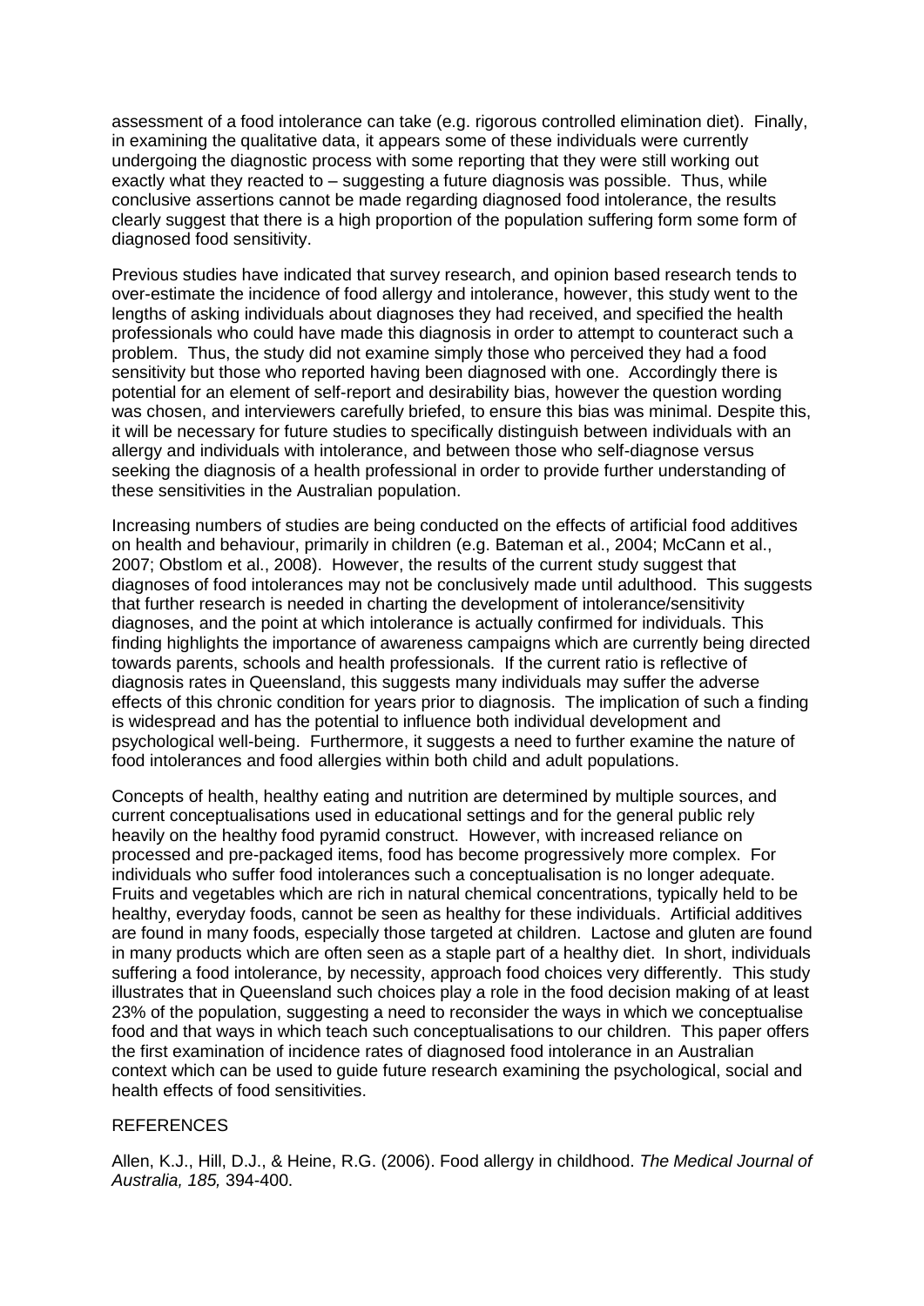assessment of a food intolerance can take (e.g. rigorous controlled elimination diet). Finally, in examining the qualitative data, it appears some of these individuals were currently undergoing the diagnostic process with some reporting that they were still working out exactly what they reacted to – suggesting a future diagnosis was possible. Thus, while conclusive assertions cannot be made regarding diagnosed food intolerance, the results clearly suggest that there is a high proportion of the population suffering form some form of diagnosed food sensitivity.

Previous studies have indicated that survey research, and opinion based research tends to over-estimate the incidence of food allergy and intolerance, however, this study went to the lengths of asking individuals about diagnoses they had received, and specified the health professionals who could have made this diagnosis in order to attempt to counteract such a problem. Thus, the study did not examine simply those who perceived they had a food sensitivity but those who reported having been diagnosed with one. Accordingly there is potential for an element of self-report and desirability bias, however the question wording was chosen, and interviewers carefully briefed, to ensure this bias was minimal. Despite this, it will be necessary for future studies to specifically distinguish between individuals with an allergy and individuals with intolerance, and between those who self-diagnose versus seeking the diagnosis of a health professional in order to provide further understanding of these sensitivities in the Australian population.

Increasing numbers of studies are being conducted on the effects of artificial food additives on health and behaviour, primarily in children (e.g. Bateman et al., 2004; McCann et al., 2007; Obstlom et al., 2008). However, the results of the current study suggest that diagnoses of food intolerances may not be conclusively made until adulthood. This suggests that further research is needed in charting the development of intolerance/sensitivity diagnoses, and the point at which intolerance is actually confirmed for individuals. This finding highlights the importance of awareness campaigns which are currently being directed towards parents, schools and health professionals. If the current ratio is reflective of diagnosis rates in Queensland, this suggests many individuals may suffer the adverse effects of this chronic condition for years prior to diagnosis. The implication of such a finding is widespread and has the potential to influence both individual development and psychological well-being. Furthermore, it suggests a need to further examine the nature of food intolerances and food allergies within both child and adult populations.

Concepts of health, healthy eating and nutrition are determined by multiple sources, and current conceptualisations used in educational settings and for the general public rely heavily on the healthy food pyramid construct. However, with increased reliance on processed and pre-packaged items, food has become progressively more complex. For individuals who suffer food intolerances such a conceptualisation is no longer adequate. Fruits and vegetables which are rich in natural chemical concentrations, typically held to be healthy, everyday foods, cannot be seen as healthy for these individuals. Artificial additives are found in many foods, especially those targeted at children. Lactose and gluten are found in many products which are often seen as a staple part of a healthy diet. In short, individuals suffering a food intolerance, by necessity, approach food choices very differently. This study illustrates that in Queensland such choices play a role in the food decision making of at least 23% of the population, suggesting a need to reconsider the ways in which we conceptualise food and that ways in which teach such conceptualisations to our children. This paper offers the first examination of incidence rates of diagnosed food intolerance in an Australian context which can be used to guide future research examining the psychological, social and health effects of food sensitivities.

## REFERENCES

Allen, K.J., Hill, D.J., & Heine, R.G. (2006). Food allergy in childhood. *The Medical Journal of Australia, 185,* 394-400.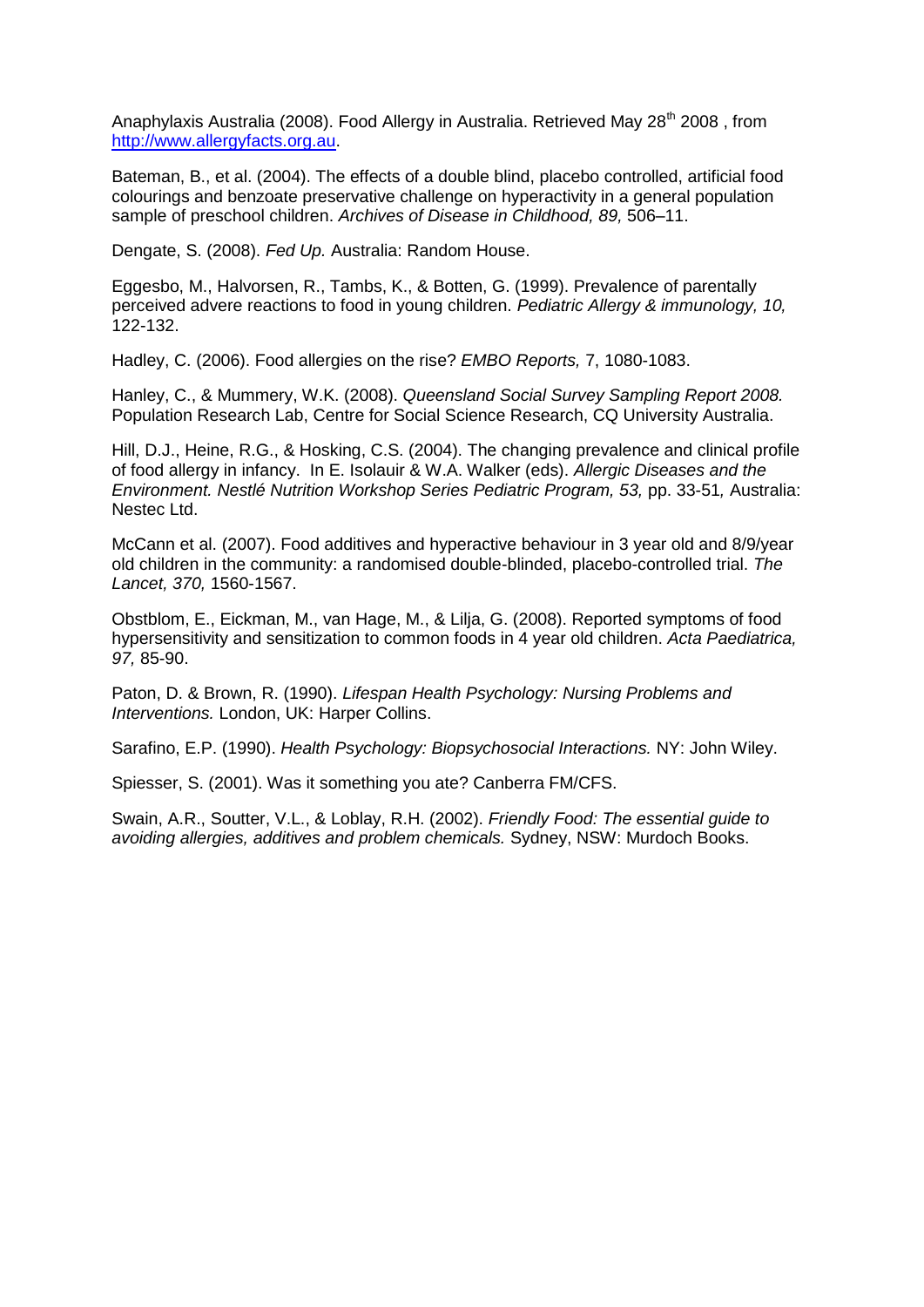Anaphylaxis Australia (2008). Food Allergy in Australia. Retrieved May 28th 2008 , from [http://www.allergyfacts.org.au](http://www.allergyfacts.org.au).

Bateman, B., et al. (2004). The effects of a double blind, placebo controlled, artificial food colourings and benzoate preservative challenge on hyperactivity in a general population sample of preschool children. *Archives of Disease in Childhood, 89,* 506–11.

Dengate, S. (2008). *Fed Up.* Australia: Random House.

Eggesbo, M., Halvorsen, R., Tambs, K., & Botten, G. (1999). Prevalence of parentally perceived advere reactions to food in young children. *Pediatric Allergy & immunology, 10,* 122-132.

Hadley, C. (2006). Food allergies on the rise? *EMBO Reports,* 7, 1080-1083.

Hanley, C., & Mummery, W.K. (2008). *Queensland Social Survey Sampling Report 2008.* Population Research Lab, Centre for Social Science Research, CQ University Australia.

Hill, D.J., Heine, R.G., & Hosking, C.S. (2004). The changing prevalence and clinical profile of food allergy in infancy. In E. Isolauir & W.A. Walker (eds). *Allergic Diseases and the Environment. Nestlé Nutrition Workshop Series Pediatric Program, 53,* pp. 33-51*,* Australia: Nestec Ltd.

McCann et al. (2007). Food additives and hyperactive behaviour in 3 year old and 8/9/year old children in the community: a randomised double-blinded, placebo-controlled trial. *The Lancet, 370,* 1560-1567.

Obstblom, E., Eickman, M., van Hage, M., & Lilja, G. (2008). Reported symptoms of food hypersensitivity and sensitization to common foods in 4 year old children. *Acta Paediatrica, 97,* 85-90.

Paton, D. & Brown, R. (1990). *Lifespan Health Psychology: Nursing Problems and Interventions.* London, UK: Harper Collins.

Sarafino, E.P. (1990). *Health Psychology: Biopsychosocial Interactions.* NY: John Wiley.

Spiesser, S. (2001). Was it something you ate? Canberra FM/CFS.

Swain, A.R., Soutter, V.L., & Loblay, R.H. (2002). *Friendly Food: The essential guide to avoiding allergies, additives and problem chemicals.* Sydney, NSW: Murdoch Books.